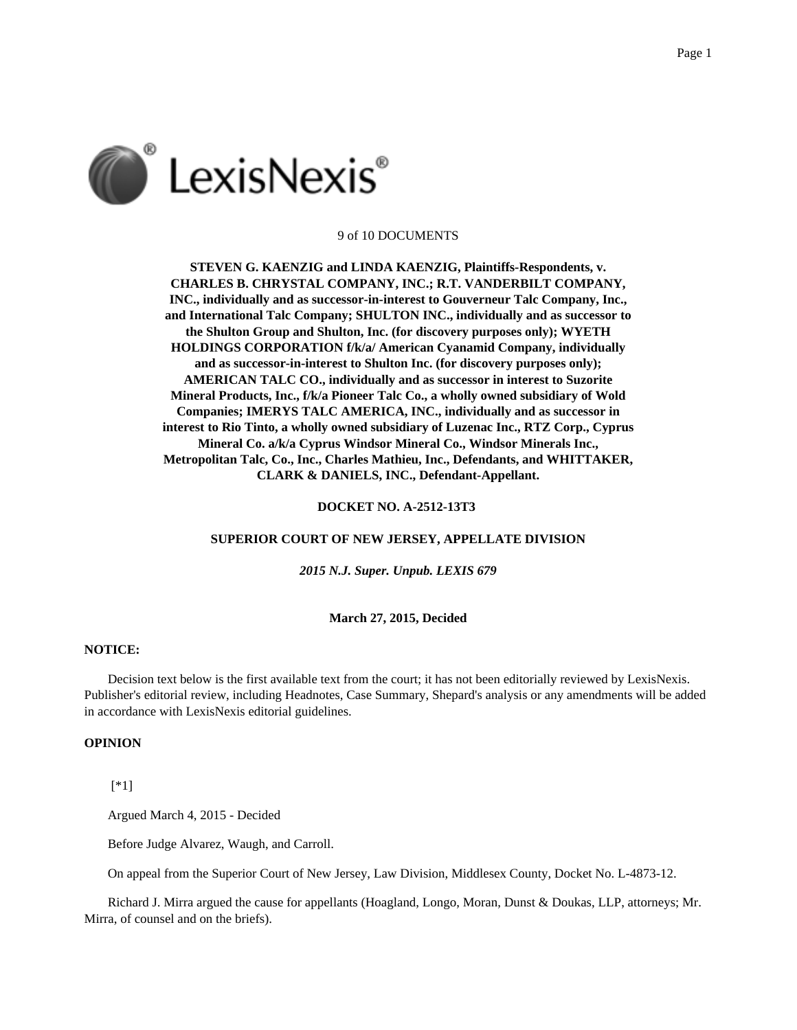9 of 10 DOCUMENTS

**STEVEN G. KAENZIG and LINDA KAENZIG, Plaintiffs-Respondents, v. CHARLES B. CHRYSTAL COMPANY, INC.; R.T. VANDERBILT COMPANY, INC., individually and as successor-in-interest to Gouverneur Talc Company, Inc., and International Talc Company; SHULTON INC., individually and as successor to the Shulton Group and Shulton, Inc. (for discovery purposes only); WYETH HOLDINGS CORPORATION f/k/a/ American Cyanamid Company, individually and as successor-in-interest to Shulton Inc. (for discovery purposes only); AMERICAN TALC CO., individually and as successor in interest to Suzorite Mineral Products, Inc., f/k/a Pioneer Talc Co., a wholly owned subsidiary of Wold Companies; IMERYS TALC AMERICA, INC., individually and as successor in interest to Rio Tinto, a wholly owned subsidiary of Luzenac Inc., RTZ Corp., Cyprus Mineral Co. a/k/a Cyprus Windsor Mineral Co., Windsor Minerals Inc., Metropolitan Talc, Co., Inc., Charles Mathieu, Inc., Defendants, and WHITTAKER, CLARK & DANIELS, INC., Defendant-Appellant.**

**DOCKET NO. A-2512-13T3**

**SUPERIOR COURT OF NEW JERSEY, APPELLATE DIVISION**

***2015 N.J. Super. Unpub. LEXIS 679***

**March 27, 2015, Decided**

**NOTICE:**

Decision text below is the first available text from the court; it has not been editorially reviewed by LexisNexis. Publisher's editorial review, including Headnotes, Case Summary, Shepard's analysis or any amendments will be added in accordance with LexisNexis editorial guidelines.

**OPINION**

[*1]

Argued March 4, 2015 - Decided

Before Judge Alvarez, Waugh, and Carroll.

On appeal from the Superior Court of New Jersey, Law Division, Middlesex County, Docket No. L-4873-12.

Richard J. Mirra argued the cause for appellants (Hoagland, Longo, Moran, Dunst & Doukas, LLP, attorneys; Mr. Mirra, of counsel and on the briefs).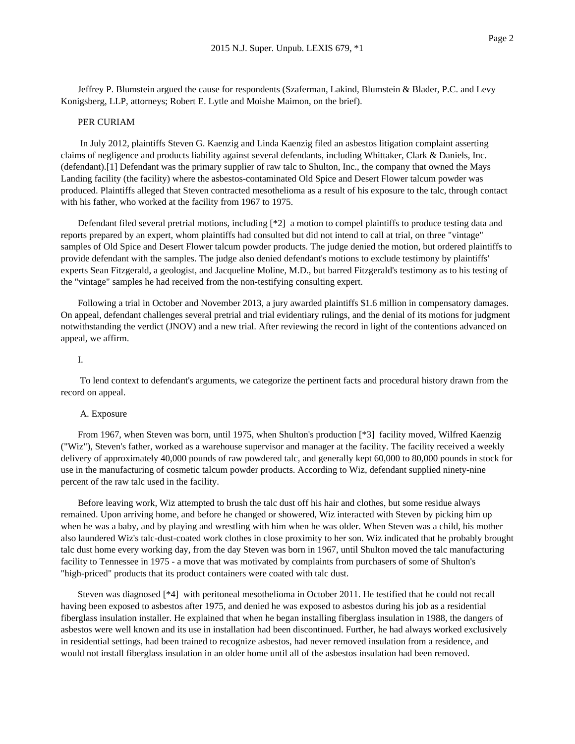Jeffrey P. Blumstein argued the cause for respondents (Szaferman, Lakind, Blumstein & Blader, P.C. and Levy Konigsberg, LLP, attorneys; Robert E. Lytle and Moishe Maimon, on the brief).

PER CURIAM

In July 2012, plaintiffs Steven G. Kaenzig and Linda Kaenzig filed an asbestos litigation complaint asserting claims of negligence and products liability against several defendants, including Whittaker, Clark & Daniels, Inc. (defendant).[1] Defendant was the primary supplier of raw talc to Shulton, Inc., the company that owned the Mays Landing facility (the facility) where the asbestos-contaminated Old Spice and Desert Flower talcum powder was produced. Plaintiffs alleged that Steven contracted mesothelioma as a result of his exposure to the talc, through contact with his father, who worked at the facility from 1967 to 1975.

Defendant filed several pretrial motions, including [*2] a motion to compel plaintiffs to produce testing data and reports prepared by an expert, whom plaintiffs had consulted but did not intend to call at trial, on three "vintage" samples of Old Spice and Desert Flower talcum powder products. The judge denied the motion, but ordered plaintiffs to provide defendant with the samples. The judge also denied defendant's motions to exclude testimony by plaintiffs' experts Sean Fitzgerald, a geologist, and Jacqueline Moline, M.D., but barred Fitzgerald's testimony as to his testing of the "vintage" samples he had received from the non-testifying consulting expert.

Following a trial in October and November 2013, a jury awarded plaintiffs $1.6 million in compensatory damages. On appeal, defendant challenges several pretrial and trial evidentiary rulings, and the denial of its motions for judgment notwithstanding the verdict (JNOV) and a new trial. After reviewing the record in light of the contentions advanced on appeal, we affirm.

I.

To lend context to defendant's arguments, we categorize the pertinent facts and procedural history drawn from the record on appeal.

A. Exposure

From 1967, when Steven was born, until 1975, when Shulton's production [*3] facility moved, Wilfred Kaenzig ("Wiz"), Steven's father, worked as a warehouse supervisor and manager at the facility. The facility received a weekly delivery of approximately 40,000 pounds of raw powdered talc, and generally kept 60,000 to 80,000 pounds in stock for use in the manufacturing of cosmetic talcum powder products. According to Wiz, defendant supplied ninety-nine percent of the raw talc used in the facility.

Before leaving work, Wiz attempted to brush the talc dust off his hair and clothes, but some residue always remained. Upon arriving home, and before he changed or showered, Wiz interacted with Steven by picking him up when he was a baby, and by playing and wrestling with him when he was older. When Steven was a child, his mother also laundered Wiz's talc-dust-coated work clothes in close proximity to her son. Wiz indicated that he probably brought talc dust home every working day, from the day Steven was born in 1967, until Shulton moved the talc manufacturing facility to Tennessee in 1975 - a move that was motivated by complaints from purchasers of some of Shulton's "high-priced" products that its product containers were coated with talc dust.

Steven was diagnosed [*4] with peritoneal mesothelioma in October 2011. He testified that he could not recall having been exposed to asbestos after 1975, and denied he was exposed to asbestos during his job as a residential fiberglass insulation installer. He explained that when he began installing fiberglass insulation in 1988, the dangers of asbestos were well known and its use in installation had been discontinued. Further, he had always worked exclusively in residential settings, had been trained to recognize asbestos, had never removed insulation from a residence, and would not install fiberglass insulation in an older home until all of the asbestos insulation had been removed.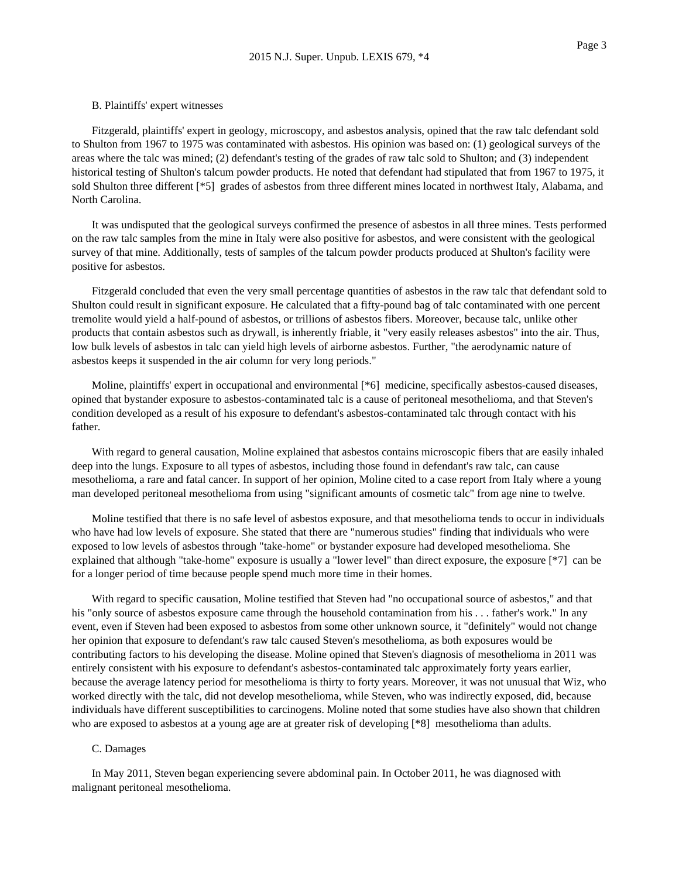B. Plaintiffs' expert witnesses

Fitzgerald, plaintiffs' expert in geology, microscopy, and asbestos analysis, opined that the raw talc defendant sold to Shulton from 1967 to 1975 was contaminated with asbestos. His opinion was based on: (1) geological surveys of the areas where the talc was mined; (2) defendant's testing of the grades of raw talc sold to Shulton; and (3) independent historical testing of Shulton's talcum powder products. He noted that defendant had stipulated that from 1967 to 1975, it sold Shulton three different [*5] grades of asbestos from three different mines located in northwest Italy, Alabama, and North Carolina.

It was undisputed that the geological surveys confirmed the presence of asbestos in all three mines. Tests performed on the raw talc samples from the mine in Italy were also positive for asbestos, and were consistent with the geological survey of that mine. Additionally, tests of samples of the talcum powder products produced at Shulton's facility were positive for asbestos.

Fitzgerald concluded that even the very small percentage quantities of asbestos in the raw talc that defendant sold to Shulton could result in significant exposure. He calculated that a fifty-pound bag of talc contaminated with one percent tremolite would yield a half-pound of asbestos, or trillions of asbestos fibers. Moreover, because talc, unlike other products that contain asbestos such as drywall, is inherently friable, it "very easily releases asbestos" into the air. Thus, low bulk levels of asbestos in talc can yield high levels of airborne asbestos. Further, "the aerodynamic nature of asbestos keeps it suspended in the air column for very long periods."

Moline, plaintiffs' expert in occupational and environmental [*6] medicine, specifically asbestos-caused diseases, opined that bystander exposure to asbestos-contaminated talc is a cause of peritoneal mesothelioma, and that Steven's condition developed as a result of his exposure to defendant's asbestos-contaminated talc through contact with his father.

With regard to general causation, Moline explained that asbestos contains microscopic fibers that are easily inhaled deep into the lungs. Exposure to all types of asbestos, including those found in defendant's raw talc, can cause mesothelioma, a rare and fatal cancer. In support of her opinion, Moline cited to a case report from Italy where a young man developed peritoneal mesothelioma from using "significant amounts of cosmetic talc" from age nine to twelve.

Moline testified that there is no safe level of asbestos exposure, and that mesothelioma tends to occur in individuals who have had low levels of exposure. She stated that there are "numerous studies" finding that individuals who were exposed to low levels of asbestos through "take-home" or bystander exposure had developed mesothelioma. She explained that although "take-home" exposure is usually a "lower level" than direct exposure, the exposure [*7] can be for a longer period of time because people spend much more time in their homes.

With regard to specific causation, Moline testified that Steven had "no occupational source of asbestos," and that his "only source of asbestos exposure came through the household contamination from his . . . father's work." In any event, even if Steven had been exposed to asbestos from some other unknown source, it "definitely" would not change her opinion that exposure to defendant's raw talc caused Steven's mesothelioma, as both exposures would be contributing factors to his developing the disease. Moline opined that Steven's diagnosis of mesothelioma in 2011 was entirely consistent with his exposure to defendant's asbestos-contaminated talc approximately forty years earlier, because the average latency period for mesothelioma is thirty to forty years. Moreover, it was not unusual that Wiz, who worked directly with the talc, did not develop mesothelioma, while Steven, who was indirectly exposed, did, because individuals have different susceptibilities to carcinogens. Moline noted that some studies have also shown that children who are exposed to asbestos at a young age are at greater risk of developing [*8] mesothelioma than adults.

C. Damages

In May 2011, Steven began experiencing severe abdominal pain. In October 2011, he was diagnosed with malignant peritoneal mesothelioma.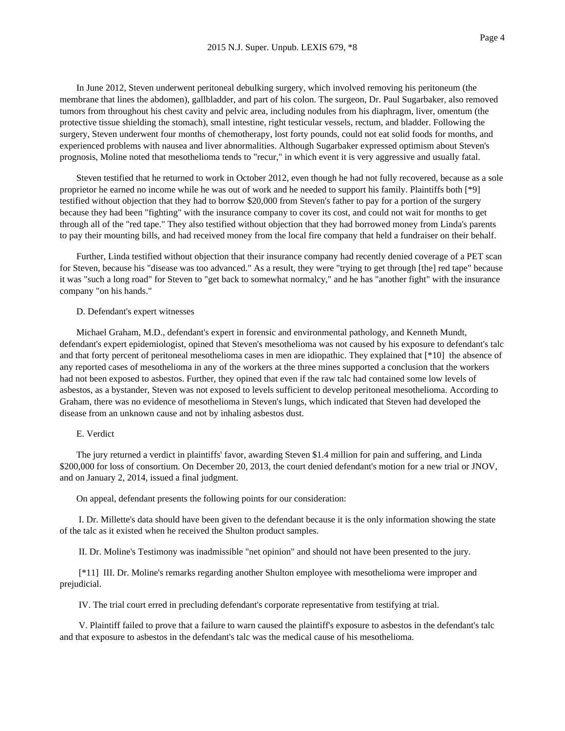In June 2012, Steven underwent peritoneal debulking surgery, which involved removing his peritoneum (the membrane that lines the abdomen), gallbladder, and part of his colon. The surgeon, Dr. Paul Sugarbaker, also removed tumors from throughout his chest cavity and pelvic area, including nodules from his diaphragm, liver, omentum (the protective tissue shielding the stomach), small intestine, right testicular vessels, rectum, and bladder. Following the surgery, Steven underwent four months of chemotherapy, lost forty pounds, could not eat solid foods for months, and experienced problems with nausea and liver abnormalities. Although Sugarbaker expressed optimism about Steven's prognosis, Moline noted that mesothelioma tends to "recur," in which event it is very aggressive and usually fatal.

Steven testified that he returned to work in October 2012, even though he had not fully recovered, because as a sole proprietor he earned no income while he was out of work and he needed to support his family. Plaintiffs both [*9] testified without objection that they had to borrow $20,000 from Steven's father to pay for a portion of the surgery because they had been "fighting" with the insurance company to cover its cost, and could not wait for months to get through all of the "red tape." They also testified without objection that they had borrowed money from Linda's parents to pay their mounting bills, and had received money from the local fire company that held a fundraiser on their behalf.

Further, Linda testified without objection that their insurance company had recently denied coverage of a PET scan for Steven, because his "disease was too advanced." As a result, they were "trying to get through [the] red tape" because it was "such a long road" for Steven to "get back to somewhat normalcy," and he has "another fight" with the insurance company "on his hands."

D. Defendant's expert witnesses

Michael Graham, M.D., defendant's expert in forensic and environmental pathology, and Kenneth Mundt, defendant's expert epidemiologist, opined that Steven's mesothelioma was not caused by his exposure to defendant's talc and that forty percent of peritoneal mesothelioma cases in men are idiopathic. They explained that [*10] the absence of any reported cases of mesothelioma in any of the workers at the three mines supported a conclusion that the workers had not been exposed to asbestos. Further, they opined that even if the raw talc had contained some low levels of asbestos, as a bystander, Steven was not exposed to levels sufficient to develop peritoneal mesothelioma. According to Graham, there was no evidence of mesothelioma in Steven's lungs, which indicated that Steven had developed the disease from an unknown cause and not by inhaling asbestos dust.

E. Verdict

The jury returned a verdict in plaintiffs' favor, awarding Steven $1.4 million for pain and suffering, and Linda $200,000 for loss of consortium. On December 20, 2013, the court denied defendant's motion for a new trial or JNOV, and on January 2, 2014, issued a final judgment.

On appeal, defendant presents the following points for our consideration:

I. Dr. Millette's data should have been given to the defendant because it is the only information showing the state of the talc as it existed when he received the Shulton product samples.

II. Dr. Moline's Testimony was inadmissible "net opinion" and should not have been presented to the jury.

[*11] III. Dr. Moline's remarks regarding another Shulton employee with mesothelioma were improper and prejudicial.

IV. The trial court erred in precluding defendant's corporate representative from testifying at trial.

V. Plaintiff failed to prove that a failure to warn caused the plaintiff's exposure to asbestos in the defendant's talc and that exposure to asbestos in the defendant's talc was the medical cause of his mesothelioma.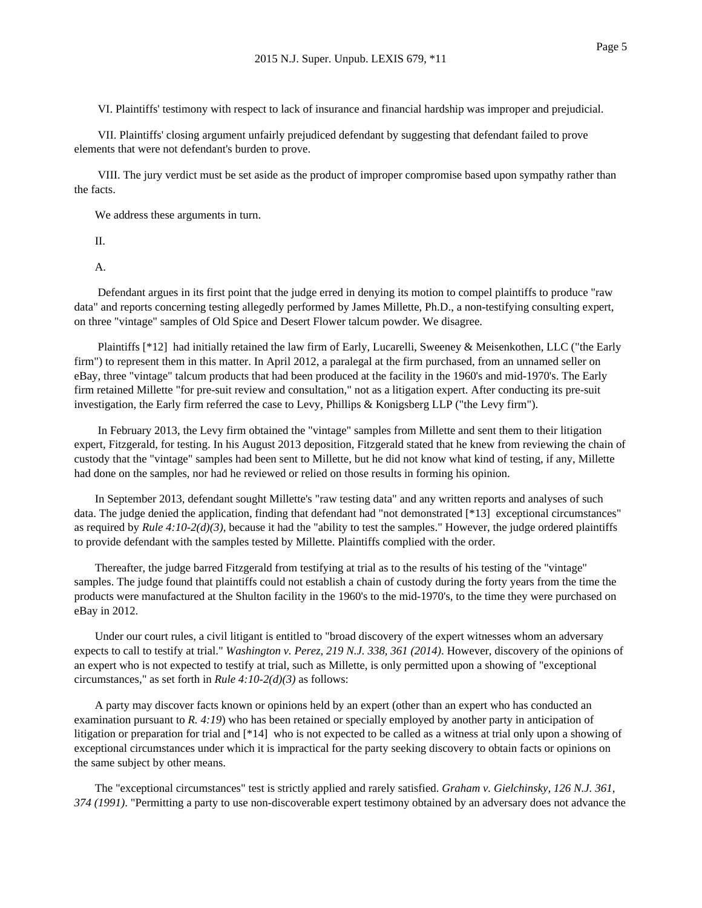VI. Plaintiffs' testimony with respect to lack of insurance and financial hardship was improper and prejudicial.

VII. Plaintiffs' closing argument unfairly prejudiced defendant by suggesting that defendant failed to prove elements that were not defendant's burden to prove.

VIII. The jury verdict must be set aside as the product of improper compromise based upon sympathy rather than the facts.

We address these arguments in turn.

II.

A.

Defendant argues in its first point that the judge erred in denying its motion to compel plaintiffs to produce "raw data" and reports concerning testing allegedly performed by James Millette, Ph.D., a non-testifying consulting expert, on three "vintage" samples of Old Spice and Desert Flower talcum powder. We disagree.

Plaintiffs [*12] had initially retained the law firm of Early, Lucarelli, Sweeney & Meisenkothen, LLC ("the Early firm") to represent them in this matter. In April 2012, a paralegal at the firm purchased, from an unnamed seller on eBay, three "vintage" talcum products that had been produced at the facility in the 1960's and mid-1970's. The Early firm retained Millette "for pre-suit review and consultation," not as a litigation expert. After conducting its pre-suit investigation, the Early firm referred the case to Levy, Phillips & Konigsberg LLP ("the Levy firm").

In February 2013, the Levy firm obtained the "vintage" samples from Millette and sent them to their litigation expert, Fitzgerald, for testing. In his August 2013 deposition, Fitzgerald stated that he knew from reviewing the chain of custody that the "vintage" samples had been sent to Millette, but he did not know what kind of testing, if any, Millette had done on the samples, nor had he reviewed or relied on those results in forming his opinion.

In September 2013, defendant sought Millette's "raw testing data" and any written reports and analyses of such data. The judge denied the application, finding that defendant had "not demonstrated [*13] exceptional circumstances" as required by *Rule 4:10-2(d)(3)*, because it had the "ability to test the samples." However, the judge ordered plaintiffs to provide defendant with the samples tested by Millette. Plaintiffs complied with the order.

Thereafter, the judge barred Fitzgerald from testifying at trial as to the results of his testing of the "vintage" samples. The judge found that plaintiffs could not establish a chain of custody during the forty years from the time the products were manufactured at the Shulton facility in the 1960's to the mid-1970's, to the time they were purchased on eBay in 2012.

Under our court rules, a civil litigant is entitled to "broad discovery of the expert witnesses whom an adversary expects to call to testify at trial." *Washington v. Perez, 219 N.J. 338, 361 (2014)*. However, discovery of the opinions of an expert who is not expected to testify at trial, such as Millette, is only permitted upon a showing of "exceptional circumstances," as set forth in *Rule 4:10-2(d)(3)* as follows:

A party may discover facts known or opinions held by an expert (other than an expert who has conducted an examination pursuant to *R. 4:19*) who has been retained or specially employed by another party in anticipation of litigation or preparation for trial and [*14] who is not expected to be called as a witness at trial only upon a showing of exceptional circumstances under which it is impractical for the party seeking discovery to obtain facts or opinions on the same subject by other means.

The "exceptional circumstances" test is strictly applied and rarely satisfied. *Graham v. Gielchinsky, 126 N.J. 361, 374 (1991)*. "Permitting a party to use non-discoverable expert testimony obtained by an adversary does not advance the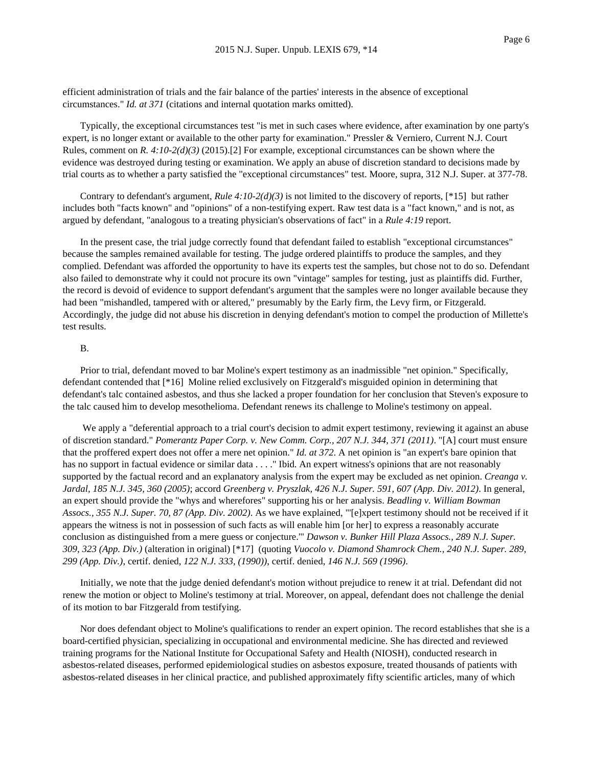efficient administration of trials and the fair balance of the parties' interests in the absence of exceptional circumstances." *Id. at 371* (citations and internal quotation marks omitted).

Typically, the exceptional circumstances test "is met in such cases where evidence, after examination by one party's expert, is no longer extant or available to the other party for examination." Pressler & Verniero, Current N.J. Court Rules, comment on *R. 4:10-2(d)(3)* (2015).[2] For example, exceptional circumstances can be shown where the evidence was destroyed during testing or examination. We apply an abuse of discretion standard to decisions made by trial courts as to whether a party satisfied the "exceptional circumstances" test. Moore, supra, 312 N.J. Super. at 377-78.

Contrary to defendant's argument, *Rule 4:10-2(d)(3)* is not limited to the discovery of reports, [*15] but rather includes both "facts known" and "opinions" of a non-testifying expert. Raw test data is a "fact known," and is not, as argued by defendant, "analogous to a treating physician's observations of fact" in a *Rule 4:19* report.

In the present case, the trial judge correctly found that defendant failed to establish "exceptional circumstances" because the samples remained available for testing. The judge ordered plaintiffs to produce the samples, and they complied. Defendant was afforded the opportunity to have its experts test the samples, but chose not to do so. Defendant also failed to demonstrate why it could not procure its own "vintage" samples for testing, just as plaintiffs did. Further, the record is devoid of evidence to support defendant's argument that the samples were no longer available because they had been "mishandled, tampered with or altered," presumably by the Early firm, the Levy firm, or Fitzgerald. Accordingly, the judge did not abuse his discretion in denying defendant's motion to compel the production of Millette's test results.

B.

Prior to trial, defendant moved to bar Moline's expert testimony as an inadmissible "net opinion." Specifically, defendant contended that [*16] Moline relied exclusively on Fitzgerald's misguided opinion in determining that defendant's talc contained asbestos, and thus she lacked a proper foundation for her conclusion that Steven's exposure to the talc caused him to develop mesothelioma. Defendant renews its challenge to Moline's testimony on appeal.

We apply a "deferential approach to a trial court's decision to admit expert testimony, reviewing it against an abuse of discretion standard." *Pomerantz Paper Corp. v. New Comm. Corp., 207 N.J. 344, 371 (2011)*. "[A] court must ensure that the proffered expert does not offer a mere net opinion." *Id. at 372*. A net opinion is "an expert's bare opinion that has no support in factual evidence or similar data . . . ." Ibid. An expert witness's opinions that are not reasonably supported by the factual record and an explanatory analysis from the expert may be excluded as net opinion. *Creanga v. Jardal, 185 N.J. 345, 360 (2005)*; accord *Greenberg v. Pryszlak, 426 N.J. Super. 591, 607 (App. Div. 2012)*. In general, an expert should provide the "whys and wherefores" supporting his or her analysis. *Beadling v. William Bowman Assocs., 355 N.J. Super. 70, 87 (App. Div. 2002)*. As we have explained, "'[e]xpert testimony should not be received if it appears the witness is not in possession of such facts as will enable him [or her] to express a reasonably accurate conclusion as distinguished from a mere guess or conjecture.'" *Dawson v. Bunker Hill Plaza Assocs., 289 N.J. Super. 309, 323 (App. Div.)* (alteration in original) [*17] (quoting *Vuocolo v. Diamond Shamrock Chem., 240 N.J. Super. 289, 299 (App. Div.)*, certif. denied, *122 N.J. 333, (1990))*, certif. denied, *146 N.J. 569 (1996)*.

Initially, we note that the judge denied defendant's motion without prejudice to renew it at trial. Defendant did not renew the motion or object to Moline's testimony at trial. Moreover, on appeal, defendant does not challenge the denial of its motion to bar Fitzgerald from testifying.

Nor does defendant object to Moline's qualifications to render an expert opinion. The record establishes that she is a board-certified physician, specializing in occupational and environmental medicine. She has directed and reviewed training programs for the National Institute for Occupational Safety and Health (NIOSH), conducted research in asbestos-related diseases, performed epidemiological studies on asbestos exposure, treated thousands of patients with asbestos-related diseases in her clinical practice, and published approximately fifty scientific articles, many of which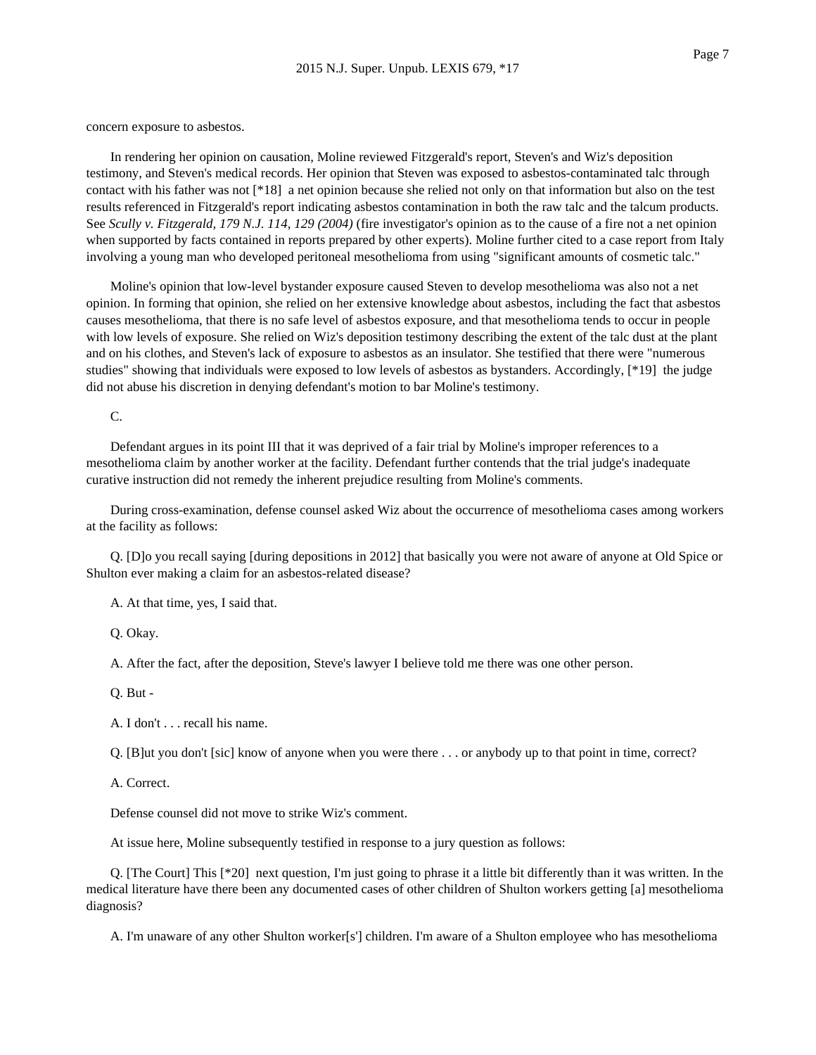concern exposure to asbestos.

In rendering her opinion on causation, Moline reviewed Fitzgerald's report, Steven's and Wiz's deposition testimony, and Steven's medical records. Her opinion that Steven was exposed to asbestos-contaminated talc through contact with his father was not [*18] a net opinion because she relied not only on that information but also on the test results referenced in Fitzgerald's report indicating asbestos contamination in both the raw talc and the talcum products. See *Scully v. Fitzgerald, 179 N.J. 114, 129 (2004)* (fire investigator's opinion as to the cause of a fire not a net opinion when supported by facts contained in reports prepared by other experts). Moline further cited to a case report from Italy involving a young man who developed peritoneal mesothelioma from using "significant amounts of cosmetic talc."

Moline's opinion that low-level bystander exposure caused Steven to develop mesothelioma was also not a net opinion. In forming that opinion, she relied on her extensive knowledge about asbestos, including the fact that asbestos causes mesothelioma, that there is no safe level of asbestos exposure, and that mesothelioma tends to occur in people with low levels of exposure. She relied on Wiz's deposition testimony describing the extent of the talc dust at the plant and on his clothes, and Steven's lack of exposure to asbestos as an insulator. She testified that there were "numerous studies" showing that individuals were exposed to low levels of asbestos as bystanders. Accordingly, [*19] the judge did not abuse his discretion in denying defendant's motion to bar Moline's testimony.

C.

Defendant argues in its point III that it was deprived of a fair trial by Moline's improper references to a mesothelioma claim by another worker at the facility. Defendant further contends that the trial judge's inadequate curative instruction did not remedy the inherent prejudice resulting from Moline's comments.

During cross-examination, defense counsel asked Wiz about the occurrence of mesothelioma cases among workers at the facility as follows:

Q. [D]o you recall saying [during depositions in 2012] that basically you were not aware of anyone at Old Spice or Shulton ever making a claim for an asbestos-related disease?

A. At that time, yes, I said that.

Q. Okay.

A. After the fact, after the deposition, Steve's lawyer I believe told me there was one other person.

Q. But -

A. I don't . . . recall his name.

Q. [B]ut you don't [sic] know of anyone when you were there . . . or anybody up to that point in time, correct?

A. Correct.

Defense counsel did not move to strike Wiz's comment.

At issue here, Moline subsequently testified in response to a jury question as follows:

Q. [The Court] This [*20] next question, I'm just going to phrase it a little bit differently than it was written. In the medical literature have there been any documented cases of other children of Shulton workers getting [a] mesothelioma diagnosis?

A. I'm unaware of any other Shulton worker[s'] children. I'm aware of a Shulton employee who has mesothelioma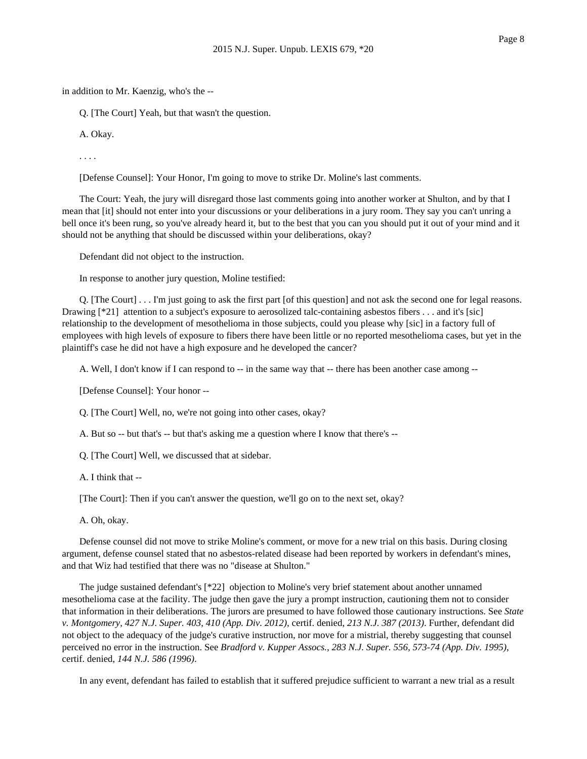in addition to Mr. Kaenzig, who's the --

Q. [The Court] Yeah, but that wasn't the question.

A. Okay.

. . . .

[Defense Counsel]: Your Honor, I'm going to move to strike Dr. Moline's last comments.

The Court: Yeah, the jury will disregard those last comments going into another worker at Shulton, and by that I mean that [it] should not enter into your discussions or your deliberations in a jury room. They say you can't unring a bell once it's been rung, so you've already heard it, but to the best that you can you should put it out of your mind and it should not be anything that should be discussed within your deliberations, okay?

Defendant did not object to the instruction.

In response to another jury question, Moline testified:

Q. [The Court] . . . I'm just going to ask the first part [of this question] and not ask the second one for legal reasons. Drawing [*21] attention to a subject's exposure to aerosolized talc-containing asbestos fibers . . . and it's [sic] relationship to the development of mesothelioma in those subjects, could you please why [sic] in a factory full of employees with high levels of exposure to fibers there have been little or no reported mesothelioma cases, but yet in the plaintiff's case he did not have a high exposure and he developed the cancer?

A. Well, I don't know if I can respond to -- in the same way that -- there has been another case among --

[Defense Counsel]: Your honor --

Q. [The Court] Well, no, we're not going into other cases, okay?

A. But so -- but that's -- but that's asking me a question where I know that there's --

Q. [The Court] Well, we discussed that at sidebar.

A. I think that --

[The Court]: Then if you can't answer the question, we'll go on to the next set, okay?

A. Oh, okay.

Defense counsel did not move to strike Moline's comment, or move for a new trial on this basis. During closing argument, defense counsel stated that no asbestos-related disease had been reported by workers in defendant's mines, and that Wiz had testified that there was no "disease at Shulton."

The judge sustained defendant's [*22] objection to Moline's very brief statement about another unnamed mesothelioma case at the facility. The judge then gave the jury a prompt instruction, cautioning them not to consider that information in their deliberations. The jurors are presumed to have followed those cautionary instructions. See *State v. Montgomery, 427 N.J. Super. 403, 410 (App. Div. 2012)*, certif. denied, *213 N.J. 387 (2013)*. Further, defendant did not object to the adequacy of the judge's curative instruction, nor move for a mistrial, thereby suggesting that counsel perceived no error in the instruction. See *Bradford v. Kupper Assocs., 283 N.J. Super. 556, 573-74 (App. Div. 1995)*, certif. denied, *144 N.J. 586 (1996)*.

In any event, defendant has failed to establish that it suffered prejudice sufficient to warrant a new trial as a result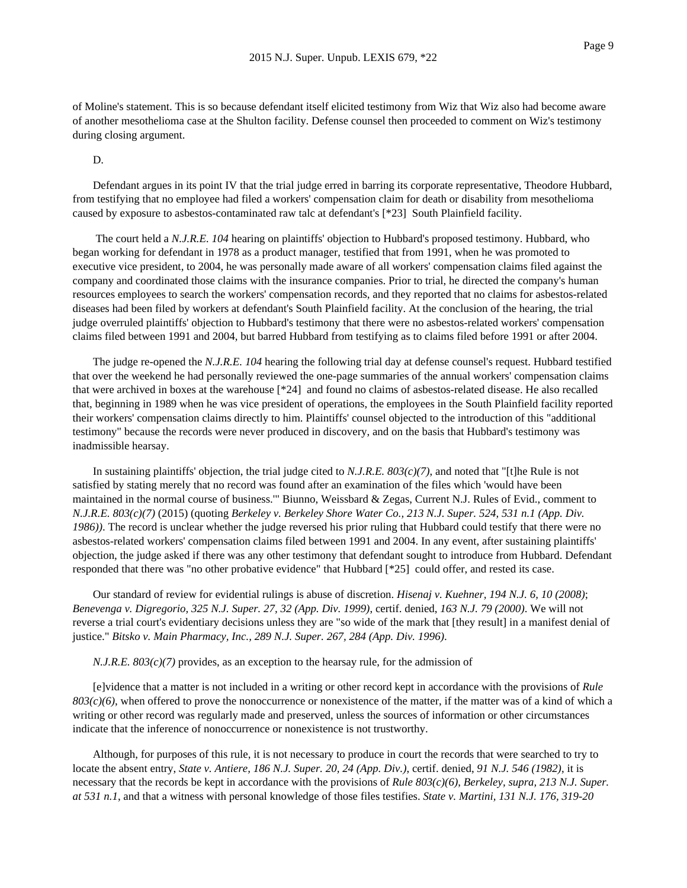of Moline's statement. This is so because defendant itself elicited testimony from Wiz that Wiz also had become aware of another mesothelioma case at the Shulton facility. Defense counsel then proceeded to comment on Wiz's testimony during closing argument.

D.

Defendant argues in its point IV that the trial judge erred in barring its corporate representative, Theodore Hubbard, from testifying that no employee had filed a workers' compensation claim for death or disability from mesothelioma caused by exposure to asbestos-contaminated raw talc at defendant's [*23] South Plainfield facility.

The court held a *N.J.R.E. 104* hearing on plaintiffs' objection to Hubbard's proposed testimony. Hubbard, who began working for defendant in 1978 as a product manager, testified that from 1991, when he was promoted to executive vice president, to 2004, he was personally made aware of all workers' compensation claims filed against the company and coordinated those claims with the insurance companies. Prior to trial, he directed the company's human resources employees to search the workers' compensation records, and they reported that no claims for asbestos-related diseases had been filed by workers at defendant's South Plainfield facility. At the conclusion of the hearing, the trial judge overruled plaintiffs' objection to Hubbard's testimony that there were no asbestos-related workers' compensation claims filed between 1991 and 2004, but barred Hubbard from testifying as to claims filed before 1991 or after 2004.

The judge re-opened the *N.J.R.E. 104* hearing the following trial day at defense counsel's request. Hubbard testified that over the weekend he had personally reviewed the one-page summaries of the annual workers' compensation claims that were archived in boxes at the warehouse [*24] and found no claims of asbestos-related disease. He also recalled that, beginning in 1989 when he was vice president of operations, the employees in the South Plainfield facility reported their workers' compensation claims directly to him. Plaintiffs' counsel objected to the introduction of this "additional testimony" because the records were never produced in discovery, and on the basis that Hubbard's testimony was inadmissible hearsay.

In sustaining plaintiffs' objection, the trial judge cited to *N.J.R.E. 803(c)(7)*, and noted that "[t]he Rule is not satisfied by stating merely that no record was found after an examination of the files which 'would have been maintained in the normal course of business.'" Biunno, Weissbard & Zegas, Current N.J. Rules of Evid., comment to *N.J.R.E. 803(c)(7)* (2015) (quoting *Berkeley v. Berkeley Shore Water Co., 213 N.J. Super. 524, 531 n.1 (App. Div. 1986))*. The record is unclear whether the judge reversed his prior ruling that Hubbard could testify that there were no asbestos-related workers' compensation claims filed between 1991 and 2004. In any event, after sustaining plaintiffs' objection, the judge asked if there was any other testimony that defendant sought to introduce from Hubbard. Defendant responded that there was "no other probative evidence" that Hubbard [*25] could offer, and rested its case.

Our standard of review for evidential rulings is abuse of discretion. *Hisenaj v. Kuehner, 194 N.J. 6, 10 (2008)*; *Benevenga v. Digregorio, 325 N.J. Super. 27, 32 (App. Div. 1999)*, certif. denied, *163 N.J. 79 (2000)*. We will not reverse a trial court's evidentiary decisions unless they are "so wide of the mark that [they result] in a manifest denial of justice." *Bitsko v. Main Pharmacy, Inc., 289 N.J. Super. 267, 284 (App. Div. 1996)*.

*N.J.R.E. 803(c)(7)* provides, as an exception to the hearsay rule, for the admission of

[e]vidence that a matter is not included in a writing or other record kept in accordance with the provisions of *Rule 803(c)(6)*, when offered to prove the nonoccurrence or nonexistence of the matter, if the matter was of a kind of which a writing or other record was regularly made and preserved, unless the sources of information or other circumstances indicate that the inference of nonoccurrence or nonexistence is not trustworthy.

Although, for purposes of this rule, it is not necessary to produce in court the records that were searched to try to locate the absent entry, *State v. Antiere, 186 N.J. Super. 20, 24 (App. Div.)*, certif. denied, *91 N.J. 546 (1982)*, it is necessary that the records be kept in accordance with the provisions of *Rule 803(c)(6)*, *Berkeley, supra, 213 N.J. Super. at 531 n.1*, and that a witness with personal knowledge of those files testifies. *State v. Martini, 131 N.J. 176, 319-20*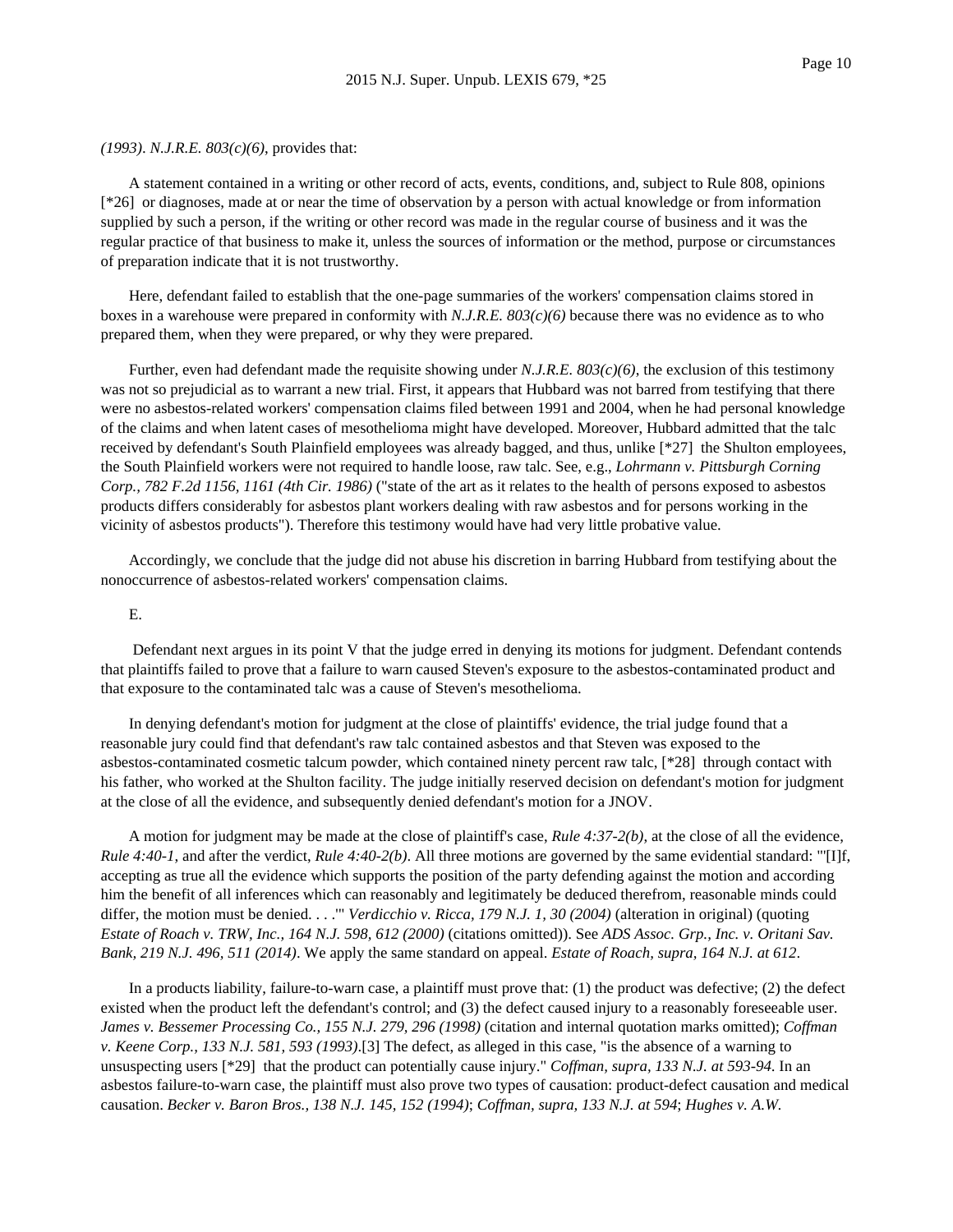*(1993)*. *N.J.R.E. 803(c)(6)*, provides that:

A statement contained in a writing or other record of acts, events, conditions, and, subject to Rule 808, opinions [*26] or diagnoses, made at or near the time of observation by a person with actual knowledge or from information supplied by such a person, if the writing or other record was made in the regular course of business and it was the regular practice of that business to make it, unless the sources of information or the method, purpose or circumstances of preparation indicate that it is not trustworthy.

Here, defendant failed to establish that the one-page summaries of the workers' compensation claims stored in boxes in a warehouse were prepared in conformity with *N.J.R.E. 803(c)(6)* because there was no evidence as to who prepared them, when they were prepared, or why they were prepared.

Further, even had defendant made the requisite showing under *N.J.R.E. 803(c)(6)*, the exclusion of this testimony was not so prejudicial as to warrant a new trial. First, it appears that Hubbard was not barred from testifying that there were no asbestos-related workers' compensation claims filed between 1991 and 2004, when he had personal knowledge of the claims and when latent cases of mesothelioma might have developed. Moreover, Hubbard admitted that the talc received by defendant's South Plainfield employees was already bagged, and thus, unlike [*27] the Shulton employees, the South Plainfield workers were not required to handle loose, raw talc. See, e.g., *Lohrmann v. Pittsburgh Corning Corp., 782 F.2d 1156, 1161 (4th Cir. 1986)* ("state of the art as it relates to the health of persons exposed to asbestos products differs considerably for asbestos plant workers dealing with raw asbestos and for persons working in the vicinity of asbestos products"). Therefore this testimony would have had very little probative value.

Accordingly, we conclude that the judge did not abuse his discretion in barring Hubbard from testifying about the nonoccurrence of asbestos-related workers' compensation claims.

E.

Defendant next argues in its point V that the judge erred in denying its motions for judgment. Defendant contends that plaintiffs failed to prove that a failure to warn caused Steven's exposure to the asbestos-contaminated product and that exposure to the contaminated talc was a cause of Steven's mesothelioma.

In denying defendant's motion for judgment at the close of plaintiffs' evidence, the trial judge found that a reasonable jury could find that defendant's raw talc contained asbestos and that Steven was exposed to the asbestos-contaminated cosmetic talcum powder, which contained ninety percent raw talc, [*28] through contact with his father, who worked at the Shulton facility. The judge initially reserved decision on defendant's motion for judgment at the close of all the evidence, and subsequently denied defendant's motion for a JNOV.

A motion for judgment may be made at the close of plaintiff's case, *Rule 4:37-2(b)*, at the close of all the evidence, *Rule 4:40-1*, and after the verdict, *Rule 4:40-2(b)*. All three motions are governed by the same evidential standard: "'[I]f, accepting as true all the evidence which supports the position of the party defending against the motion and according him the benefit of all inferences which can reasonably and legitimately be deduced therefrom, reasonable minds could differ, the motion must be denied. . . .'" *Verdicchio v. Ricca, 179 N.J. 1, 30 (2004)* (alteration in original) (quoting *Estate of Roach v. TRW, Inc., 164 N.J. 598, 612 (2000)* (citations omitted)). See *ADS Assoc. Grp., Inc. v. Oritani Sav. Bank, 219 N.J. 496, 511 (2014)*. We apply the same standard on appeal. *Estate of Roach, supra, 164 N.J. at 612*.

In a products liability, failure-to-warn case, a plaintiff must prove that: (1) the product was defective; (2) the defect existed when the product left the defendant's control; and (3) the defect caused injury to a reasonably foreseeable user. *James v. Bessemer Processing Co., 155 N.J. 279, 296 (1998)* (citation and internal quotation marks omitted); *Coffman v. Keene Corp., 133 N.J. 581, 593 (1993)*.[3] The defect, as alleged in this case, "is the absence of a warning to unsuspecting users [*29] that the product can potentially cause injury." *Coffman, supra, 133 N.J. at 593-94*. In an asbestos failure-to-warn case, the plaintiff must also prove two types of causation: product-defect causation and medical causation. *Becker v. Baron Bros., 138 N.J. 145, 152 (1994)*; *Coffman, supra, 133 N.J. at 594*; *Hughes v. A.W.*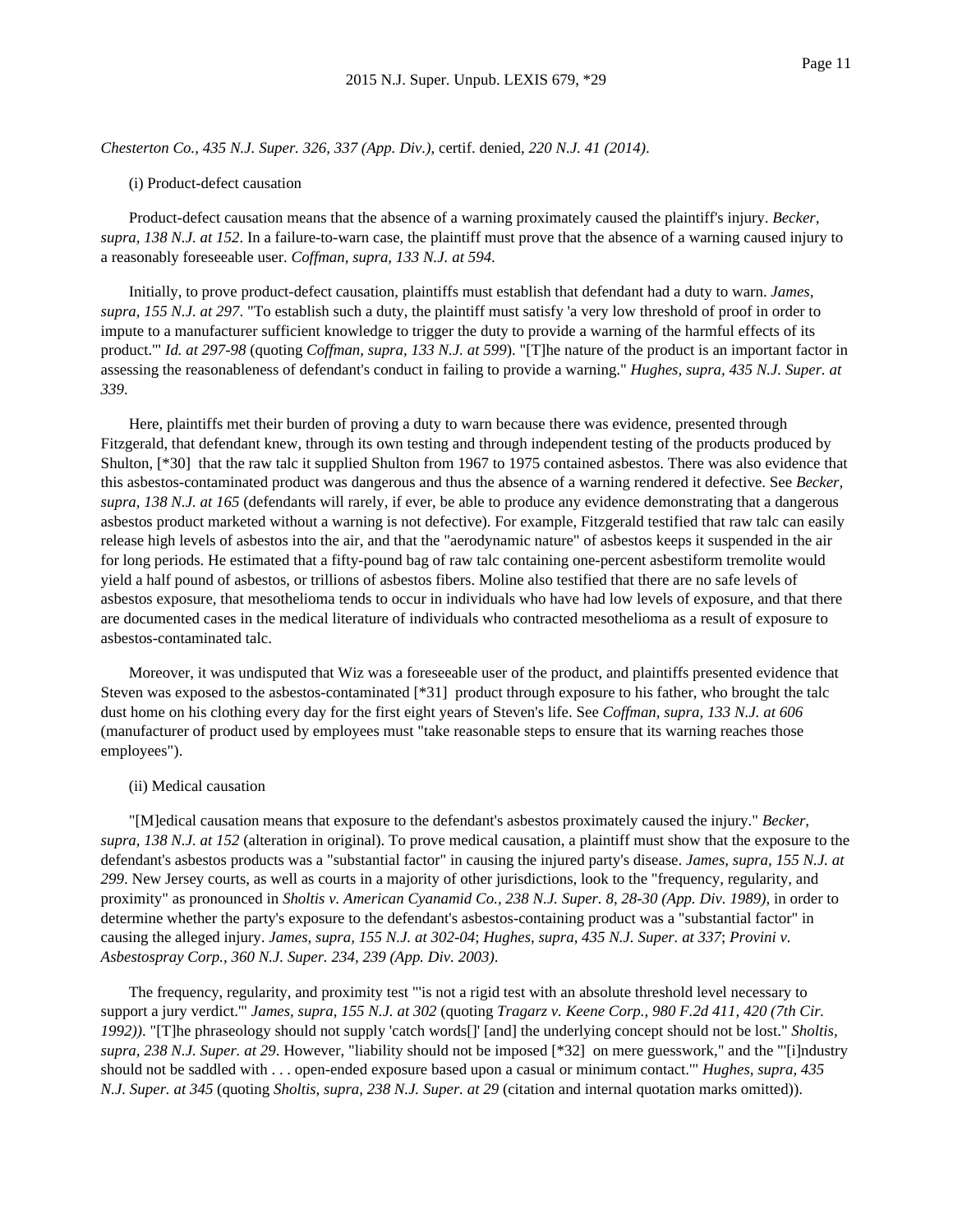*Chesterton Co., 435 N.J. Super. 326, 337 (App. Div.),* certif. denied, *220 N.J. 41 (2014)*.

(i) Product-defect causation

Product-defect causation means that the absence of a warning proximately caused the plaintiff's injury. *Becker, supra, 138 N.J. at 152*. In a failure-to-warn case, the plaintiff must prove that the absence of a warning caused injury to a reasonably foreseeable user. *Coffman, supra, 133 N.J. at 594*.

Initially, to prove product-defect causation, plaintiffs must establish that defendant had a duty to warn. *James, supra, 155 N.J. at 297*. "To establish such a duty, the plaintiff must satisfy 'a very low threshold of proof in order to impute to a manufacturer sufficient knowledge to trigger the duty to provide a warning of the harmful effects of its product.'" *Id. at 297-98* (quoting *Coffman, supra, 133 N.J. at 599*). "[T]he nature of the product is an important factor in assessing the reasonableness of defendant's conduct in failing to provide a warning." *Hughes, supra, 435 N.J. Super. at 339*.

Here, plaintiffs met their burden of proving a duty to warn because there was evidence, presented through Fitzgerald, that defendant knew, through its own testing and through independent testing of the products produced by Shulton, [*30] that the raw talc it supplied Shulton from 1967 to 1975 contained asbestos. There was also evidence that this asbestos-contaminated product was dangerous and thus the absence of a warning rendered it defective. See *Becker, supra, 138 N.J. at 165* (defendants will rarely, if ever, be able to produce any evidence demonstrating that a dangerous asbestos product marketed without a warning is not defective). For example, Fitzgerald testified that raw talc can easily release high levels of asbestos into the air, and that the "aerodynamic nature" of asbestos keeps it suspended in the air for long periods. He estimated that a fifty-pound bag of raw talc containing one-percent asbestiform tremolite would yield a half pound of asbestos, or trillions of asbestos fibers. Moline also testified that there are no safe levels of asbestos exposure, that mesothelioma tends to occur in individuals who have had low levels of exposure, and that there are documented cases in the medical literature of individuals who contracted mesothelioma as a result of exposure to asbestos-contaminated talc.

Moreover, it was undisputed that Wiz was a foreseeable user of the product, and plaintiffs presented evidence that Steven was exposed to the asbestos-contaminated [*31] product through exposure to his father, who brought the talc dust home on his clothing every day for the first eight years of Steven's life. See *Coffman, supra, 133 N.J. at 606* (manufacturer of product used by employees must "take reasonable steps to ensure that its warning reaches those employees").

(ii) Medical causation

"[M]edical causation means that exposure to the defendant's asbestos proximately caused the injury." *Becker, supra, 138 N.J. at 152* (alteration in original). To prove medical causation, a plaintiff must show that the exposure to the defendant's asbestos products was a "substantial factor" in causing the injured party's disease. *James, supra, 155 N.J. at 299*. New Jersey courts, as well as courts in a majority of other jurisdictions, look to the "frequency, regularity, and proximity" as pronounced in *Sholtis v. American Cyanamid Co., 238 N.J. Super. 8, 28-30 (App. Div. 1989)*, in order to determine whether the party's exposure to the defendant's asbestos-containing product was a "substantial factor" in causing the alleged injury. *James, supra, 155 N.J. at 302-04*; *Hughes, supra, 435 N.J. Super. at 337*; *Provini v. Asbestospray Corp., 360 N.J. Super. 234, 239 (App. Div. 2003)*.

The frequency, regularity, and proximity test "'is not a rigid test with an absolute threshold level necessary to support a jury verdict.'" *James, supra, 155 N.J. at 302* (quoting *Tragarz v. Keene Corp., 980 F.2d 411, 420 (7th Cir. 1992))*. "[T]he phraseology should not supply 'catch words[]' [and] the underlying concept should not be lost." *Sholtis, supra, 238 N.J. Super. at 29*. However, "liability should not be imposed [*32] on mere guesswork," and the "'[i]ndustry should not be saddled with . . . open-ended exposure based upon a casual or minimum contact.'" *Hughes, supra, 435 N.J. Super. at 345* (quoting *Sholtis, supra, 238 N.J. Super. at 29* (citation and internal quotation marks omitted)).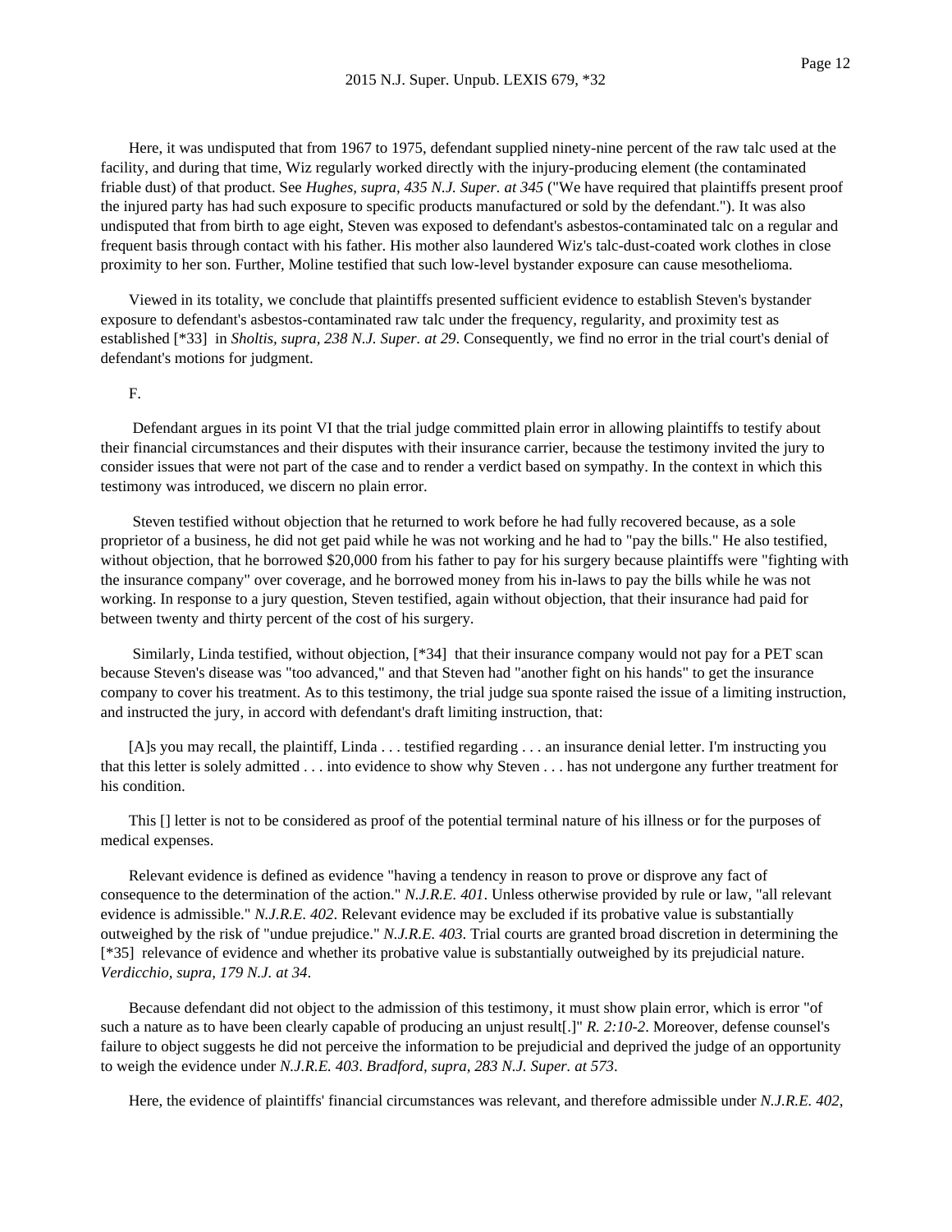Here, it was undisputed that from 1967 to 1975, defendant supplied ninety-nine percent of the raw talc used at the facility, and during that time, Wiz regularly worked directly with the injury-producing element (the contaminated friable dust) of that product. See *Hughes, supra, 435 N.J. Super. at 345* ("We have required that plaintiffs present proof the injured party has had such exposure to specific products manufactured or sold by the defendant."). It was also undisputed that from birth to age eight, Steven was exposed to defendant's asbestos-contaminated talc on a regular and frequent basis through contact with his father. His mother also laundered Wiz's talc-dust-coated work clothes in close proximity to her son. Further, Moline testified that such low-level bystander exposure can cause mesothelioma.

Viewed in its totality, we conclude that plaintiffs presented sufficient evidence to establish Steven's bystander exposure to defendant's asbestos-contaminated raw talc under the frequency, regularity, and proximity test as established [*33] in *Sholtis, supra, 238 N.J. Super. at 29*. Consequently, we find no error in the trial court's denial of defendant's motions for judgment.

F.

Defendant argues in its point VI that the trial judge committed plain error in allowing plaintiffs to testify about their financial circumstances and their disputes with their insurance carrier, because the testimony invited the jury to consider issues that were not part of the case and to render a verdict based on sympathy. In the context in which this testimony was introduced, we discern no plain error.

Steven testified without objection that he returned to work before he had fully recovered because, as a sole proprietor of a business, he did not get paid while he was not working and he had to "pay the bills." He also testified, without objection, that he borrowed $20,000 from his father to pay for his surgery because plaintiffs were "fighting with the insurance company" over coverage, and he borrowed money from his in-laws to pay the bills while he was not working. In response to a jury question, Steven testified, again without objection, that their insurance had paid for between twenty and thirty percent of the cost of his surgery.

Similarly, Linda testified, without objection, [*34] that their insurance company would not pay for a PET scan because Steven's disease was "too advanced," and that Steven had "another fight on his hands" to get the insurance company to cover his treatment. As to this testimony, the trial judge sua sponte raised the issue of a limiting instruction, and instructed the jury, in accord with defendant's draft limiting instruction, that:

[A]s you may recall, the plaintiff, Linda . . . testified regarding . . . an insurance denial letter. I'm instructing you that this letter is solely admitted . . . into evidence to show why Steven . . . has not undergone any further treatment for his condition.

This [] letter is not to be considered as proof of the potential terminal nature of his illness or for the purposes of medical expenses.

Relevant evidence is defined as evidence "having a tendency in reason to prove or disprove any fact of consequence to the determination of the action." *N.J.R.E. 401*. Unless otherwise provided by rule or law, "all relevant evidence is admissible." *N.J.R.E. 402*. Relevant evidence may be excluded if its probative value is substantially outweighed by the risk of "undue prejudice." *N.J.R.E. 403*. Trial courts are granted broad discretion in determining the [*35] relevance of evidence and whether its probative value is substantially outweighed by its prejudicial nature. *Verdicchio, supra, 179 N.J. at 34*.

Because defendant did not object to the admission of this testimony, it must show plain error, which is error "of such a nature as to have been clearly capable of producing an unjust result[.]" *R. 2:10-2*. Moreover, defense counsel's failure to object suggests he did not perceive the information to be prejudicial and deprived the judge of an opportunity to weigh the evidence under *N.J.R.E. 403*. *Bradford, supra, 283 N.J. Super. at 573*.

Here, the evidence of plaintiffs' financial circumstances was relevant, and therefore admissible under *N.J.R.E. 402*,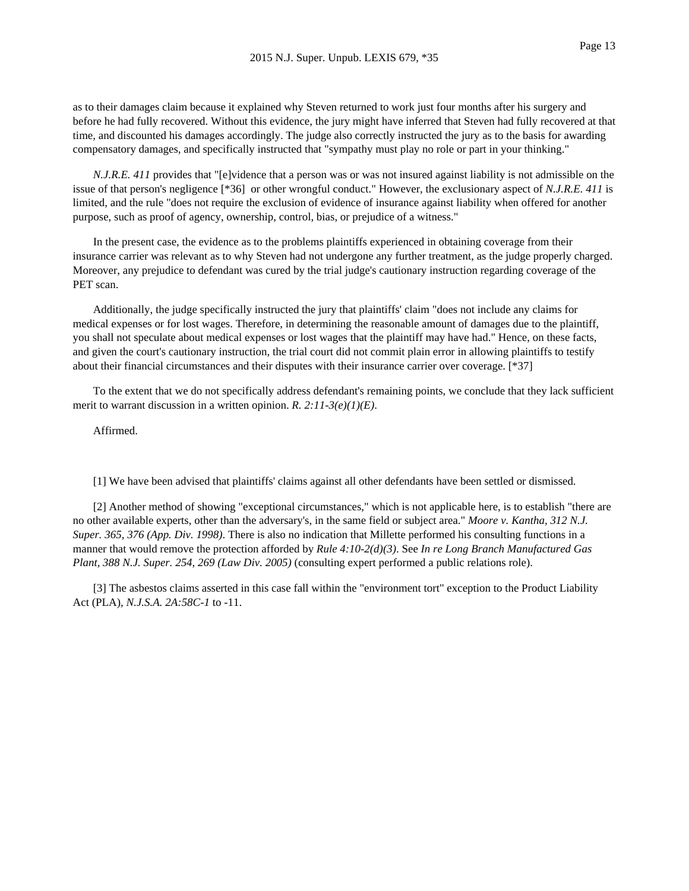as to their damages claim because it explained why Steven returned to work just four months after his surgery and before he had fully recovered. Without this evidence, the jury might have inferred that Steven had fully recovered at that time, and discounted his damages accordingly. The judge also correctly instructed the jury as to the basis for awarding compensatory damages, and specifically instructed that "sympathy must play no role or part in your thinking."

*N.J.R.E. 411* provides that "[e]vidence that a person was or was not insured against liability is not admissible on the issue of that person's negligence [*36] or other wrongful conduct." However, the exclusionary aspect of *N.J.R.E. 411* is limited, and the rule "does not require the exclusion of evidence of insurance against liability when offered for another purpose, such as proof of agency, ownership, control, bias, or prejudice of a witness."

In the present case, the evidence as to the problems plaintiffs experienced in obtaining coverage from their insurance carrier was relevant as to why Steven had not undergone any further treatment, as the judge properly charged. Moreover, any prejudice to defendant was cured by the trial judge's cautionary instruction regarding coverage of the PET scan.

Additionally, the judge specifically instructed the jury that plaintiffs' claim "does not include any claims for medical expenses or for lost wages. Therefore, in determining the reasonable amount of damages due to the plaintiff, you shall not speculate about medical expenses or lost wages that the plaintiff may have had." Hence, on these facts, and given the court's cautionary instruction, the trial court did not commit plain error in allowing plaintiffs to testify about their financial circumstances and their disputes with their insurance carrier over coverage. [*37]

To the extent that we do not specifically address defendant's remaining points, we conclude that they lack sufficient merit to warrant discussion in a written opinion. *R. 2:11-3(e)(1)(E)*.

Affirmed.

[1] We have been advised that plaintiffs' claims against all other defendants have been settled or dismissed.

[2] Another method of showing "exceptional circumstances," which is not applicable here, is to establish "there are no other available experts, other than the adversary's, in the same field or subject area." *Moore v. Kantha, 312 N.J. Super. 365, 376 (App. Div. 1998)*. There is also no indication that Millette performed his consulting functions in a manner that would remove the protection afforded by *Rule 4:10-2(d)(3)*. See *In re Long Branch Manufactured Gas Plant, 388 N.J. Super. 254, 269 (Law Div. 2005)* (consulting expert performed a public relations role).

[3] The asbestos claims asserted in this case fall within the "environment tort" exception to the Product Liability Act (PLA), *N.J.S.A. 2A:58C-1* to -11.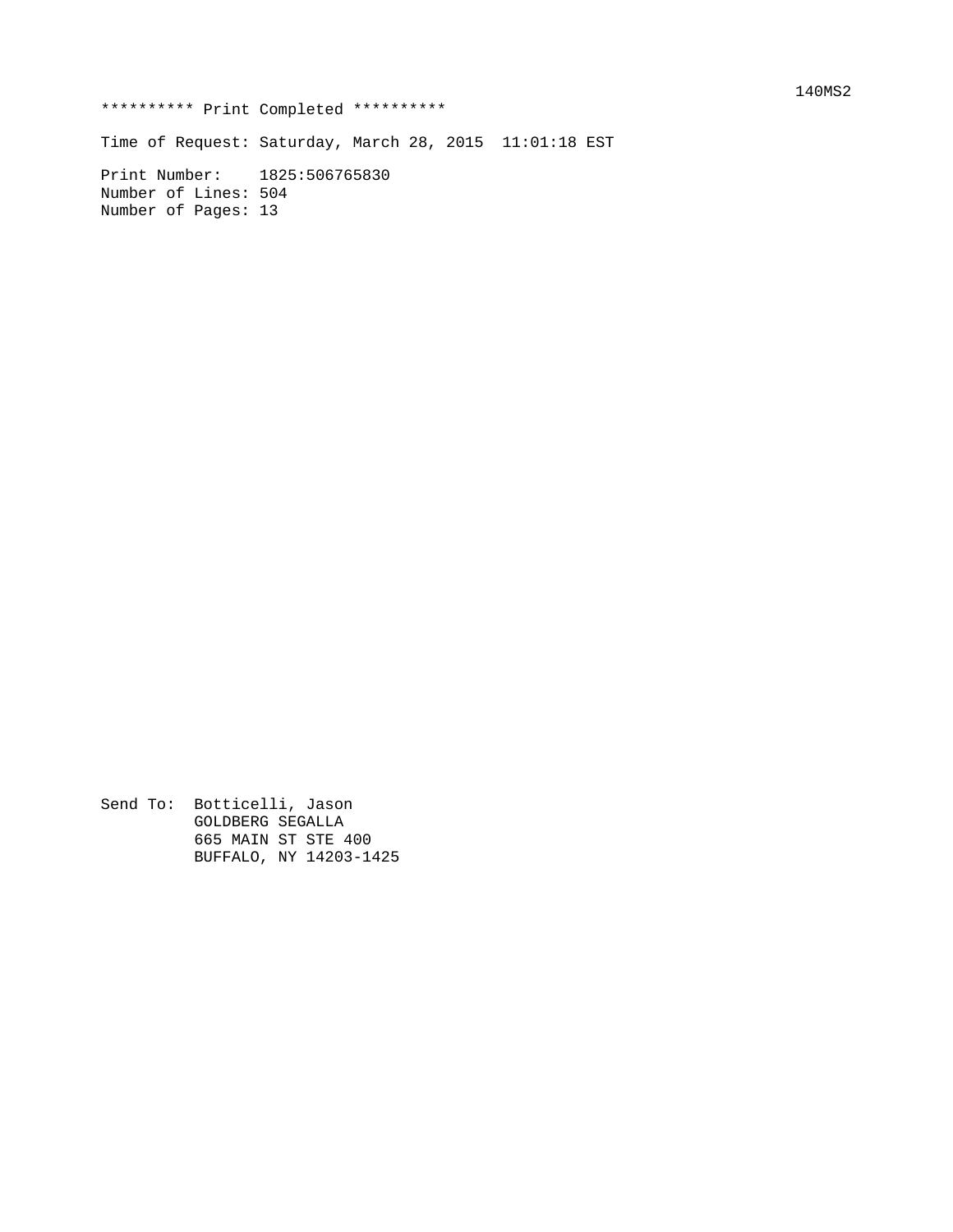140MS2

********** Print Completed **********

Time of Request: Saturday, March 28, 2015 11:01:18 EST

Print Number: 1825:506765830
Number of Lines: 504
Number of Pages: 13

Send To: Botticelli, Jason
GOLDBERG SEGALLA
665 MAIN ST STE 400
BUFFALO, NY 14203-1425